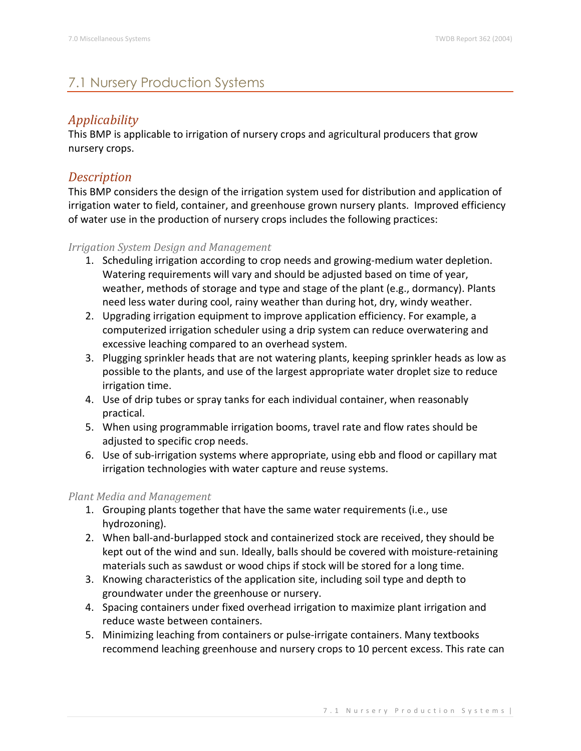## 7.1 Nursery Production Systems

### *Applicability*

This BMP is applicable to irrigation of nursery crops and agricultural producers that grow nursery crops.

### *Description*

This BMP considers the design of the irrigation system used for distribution and application of irrigation water to field, container, and greenhouse grown nursery plants. Improved efficiency of water use in the production of nursery crops includes the following practices:

#### *Irrigation System Design and Management*

1. Scheduling irrigation according to crop needs and growing-medium water depletion. Watering requirements will vary and should be adjusted based on time of year, weather, methods of storage and type and stage of the plant (e.g., dormancy). Plants need less water during cool, rainy weather than during hot, dry, windy weather.
2. Upgrading irrigation equipment to improve application efficiency. For example, a computerized irrigation scheduler using a drip system can reduce overwatering and excessive leaching compared to an overhead system.
3. Plugging sprinkler heads that are not watering plants, keeping sprinkler heads as low as possible to the plants, and use of the largest appropriate water droplet size to reduce irrigation time.
4. Use of drip tubes or spray tanks for each individual container, when reasonably practical.
5. When using programmable irrigation booms, travel rate and flow rates should be adjusted to specific crop needs.
6. Use of sub-irrigation systems where appropriate, using ebb and flood or capillary mat irrigation technologies with water capture and reuse systems.

#### *Plant Media and Management*

1. Grouping plants together that have the same water requirements (i.e., use hydrozoning).
2. When ball-and-burlapped stock and containerized stock are received, they should be kept out of the wind and sun. Ideally, balls should be covered with moisture-retaining materials such as sawdust or wood chips if stock will be stored for a long time.
3. Knowing characteristics of the application site, including soil type and depth to groundwater under the greenhouse or nursery.
4. Spacing containers under fixed overhead irrigation to maximize plant irrigation and reduce waste between containers.
5. Minimizing leaching from containers or pulse-irrigate containers. Many textbooks recommend leaching greenhouse and nursery crops to 10 percent excess. This rate can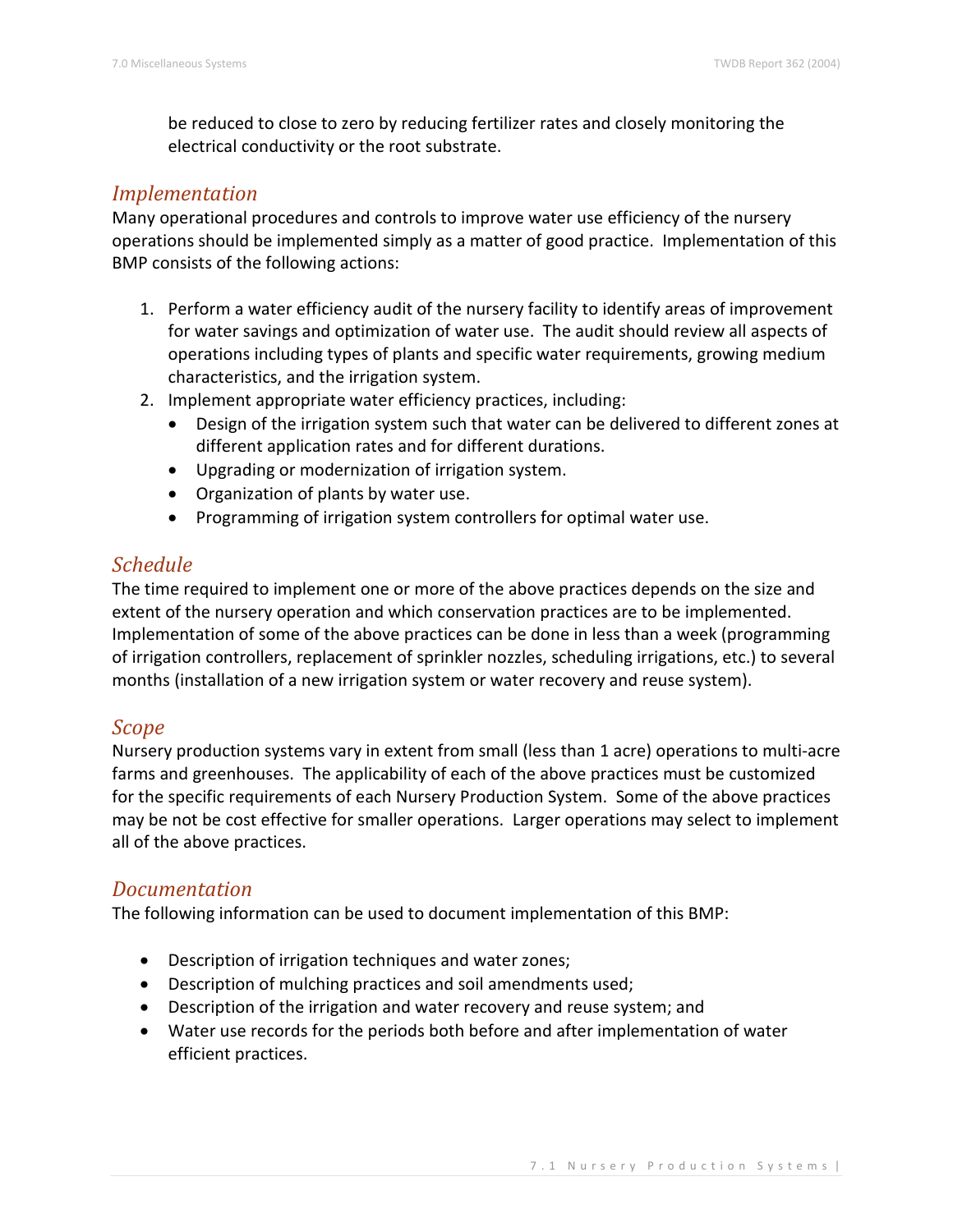be reduced to close to zero by reducing fertilizer rates and closely monitoring the electrical conductivity or the root substrate.

## *Implementation*

Many operational procedures and controls to improve water use efficiency of the nursery operations should be implemented simply as a matter of good practice. Implementation of this BMP consists of the following actions:

1. Perform a water efficiency audit of the nursery facility to identify areas of improvement for water savings and optimization of water use. The audit should review all aspects of operations including types of plants and specific water requirements, growing medium characteristics, and the irrigation system.
2. Implement appropriate water efficiency practices, including:
   - Design of the irrigation system such that water can be delivered to different zones at different application rates and for different durations.
   - Upgrading or modernization of irrigation system.
   - Organization of plants by water use.
   - Programming of irrigation system controllers for optimal water use.

## *Schedule*

The time required to implement one or more of the above practices depends on the size and extent of the nursery operation and which conservation practices are to be implemented. Implementation of some of the above practices can be done in less than a week (programming of irrigation controllers, replacement of sprinkler nozzles, scheduling irrigations, etc.) to several months (installation of a new irrigation system or water recovery and reuse system).

## *Scope*

Nursery production systems vary in extent from small (less than 1 acre) operations to multi-acre farms and greenhouses. The applicability of each of the above practices must be customized for the specific requirements of each Nursery Production System. Some of the above practices may be not be cost effective for smaller operations. Larger operations may select to implement all of the above practices.

## *Documentation*

The following information can be used to document implementation of this BMP:

- Description of irrigation techniques and water zones;
- Description of mulching practices and soil amendments used;
- Description of the irrigation and water recovery and reuse system; and
- Water use records for the periods both before and after implementation of water efficient practices.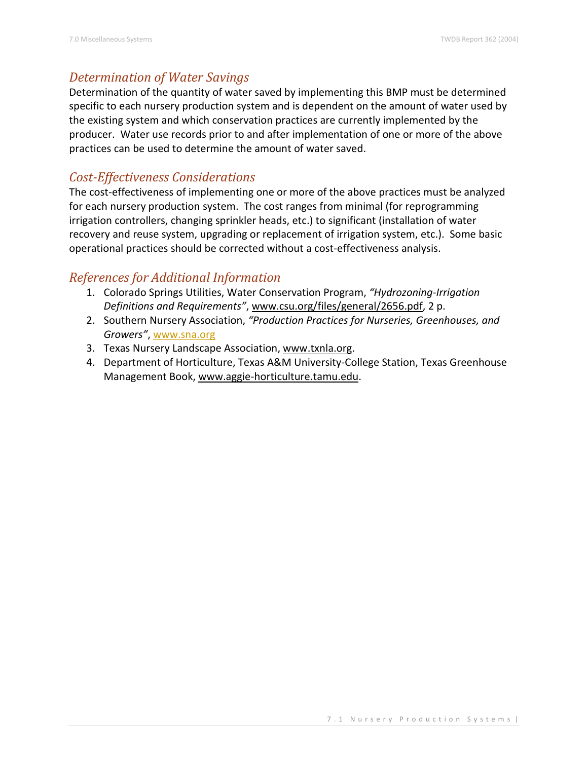## *Determination of Water Savings*

Determination of the quantity of water saved by implementing this BMP must be determined specific to each nursery production system and is dependent on the amount of water used by the existing system and which conservation practices are currently implemented by the producer. Water use records prior to and after implementation of one or more of the above practices can be used to determine the amount of water saved.

## *Cost-Effectiveness Considerations*

The cost-effectiveness of implementing one or more of the above practices must be analyzed for each nursery production system. The cost ranges from minimal (for reprogramming irrigation controllers, changing sprinkler heads, etc.) to significant (installation of water recovery and reuse system, upgrading or replacement of irrigation system, etc.). Some basic operational practices should be corrected without a cost-effectiveness analysis.

## *References for Additional Information*

1. Colorado Springs Utilities, Water Conservation Program, *"Hydrozoning-Irrigation Definitions and Requirements"*, www.csu.org/files/general/2656.pdf, 2 p.
2. Southern Nursery Association, *"Production Practices for Nurseries, Greenhouses, and Growers"*, www.sna.org
3. Texas Nursery Landscape Association, www.txnla.org.
4. Department of Horticulture, Texas A&M University-College Station, Texas Greenhouse Management Book, www.aggie-horticulture.tamu.edu.